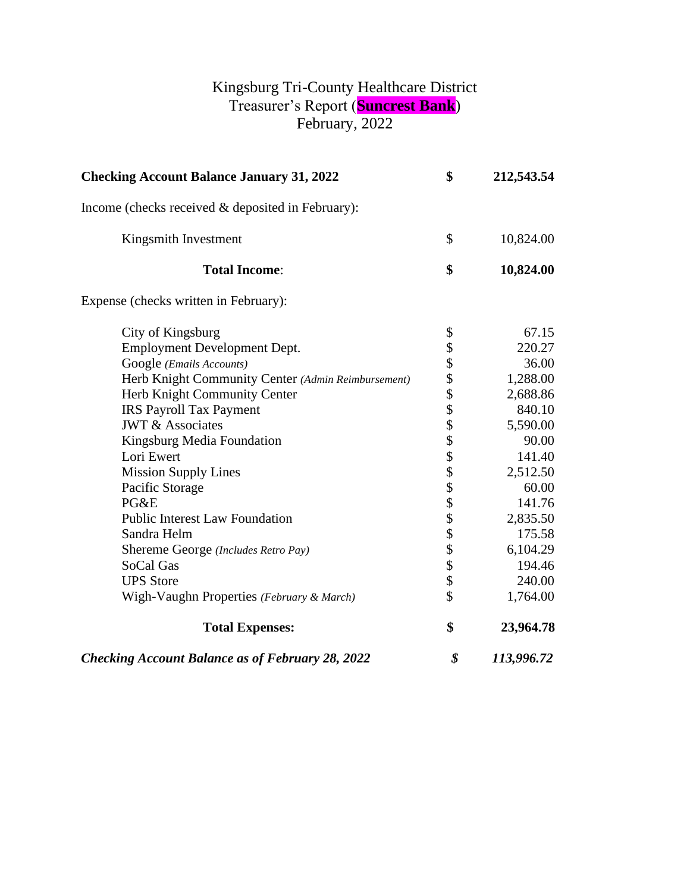# Kingsburg Tri-County Healthcare District
## Treasurer's Report (**Suncrest Bank**)
## February, 2022

| | | |
|---|---|---|
| **Checking Account Balance January 31, 2022** | **$** | **212,543.54** |
| Income (checks received & deposited in February): | | |
| Kingsmith Investment | $ | 10,824.00 |
| **Total Income**: | **$** | **10,824.00** |
| Expense (checks written in February): | | |
| City of Kingsburg | $ | 67.15 |
| Employment Development Dept. | $ | 220.27 |
| Google *(Emails Accounts)* | $ | 36.00 |
| Herb Knight Community Center *(Admin Reimbursement)* | $ | 1,288.00 |
| Herb Knight Community Center | $ | 2,688.86 |
| IRS Payroll Tax Payment | $ | 840.10 |
| JWT & Associates | $ | 5,590.00 |
| Kingsburg Media Foundation | $ | 90.00 |
| Lori Ewert | $ | 141.40 |
| Mission Supply Lines | $ | 2,512.50 |
| Pacific Storage | $ | 60.00 |
| PG&E | $ | 141.76 |
| Public Interest Law Foundation | $ | 2,835.50 |
| Sandra Helm | $ | 175.58 |
| Shereme George *(Includes Retro Pay)* | $ | 6,104.29 |
| SoCal Gas | $ | 194.46 |
| UPS Store | $ | 240.00 |
| Wigh-Vaughn Properties *(February & March)* | $ | 1,764.00 |
| **Total Expenses:** | **$** | **23,964.78** |
| ***Checking Account Balance as of February 28, 2022*** | ***$*** | ***113,996.72*** |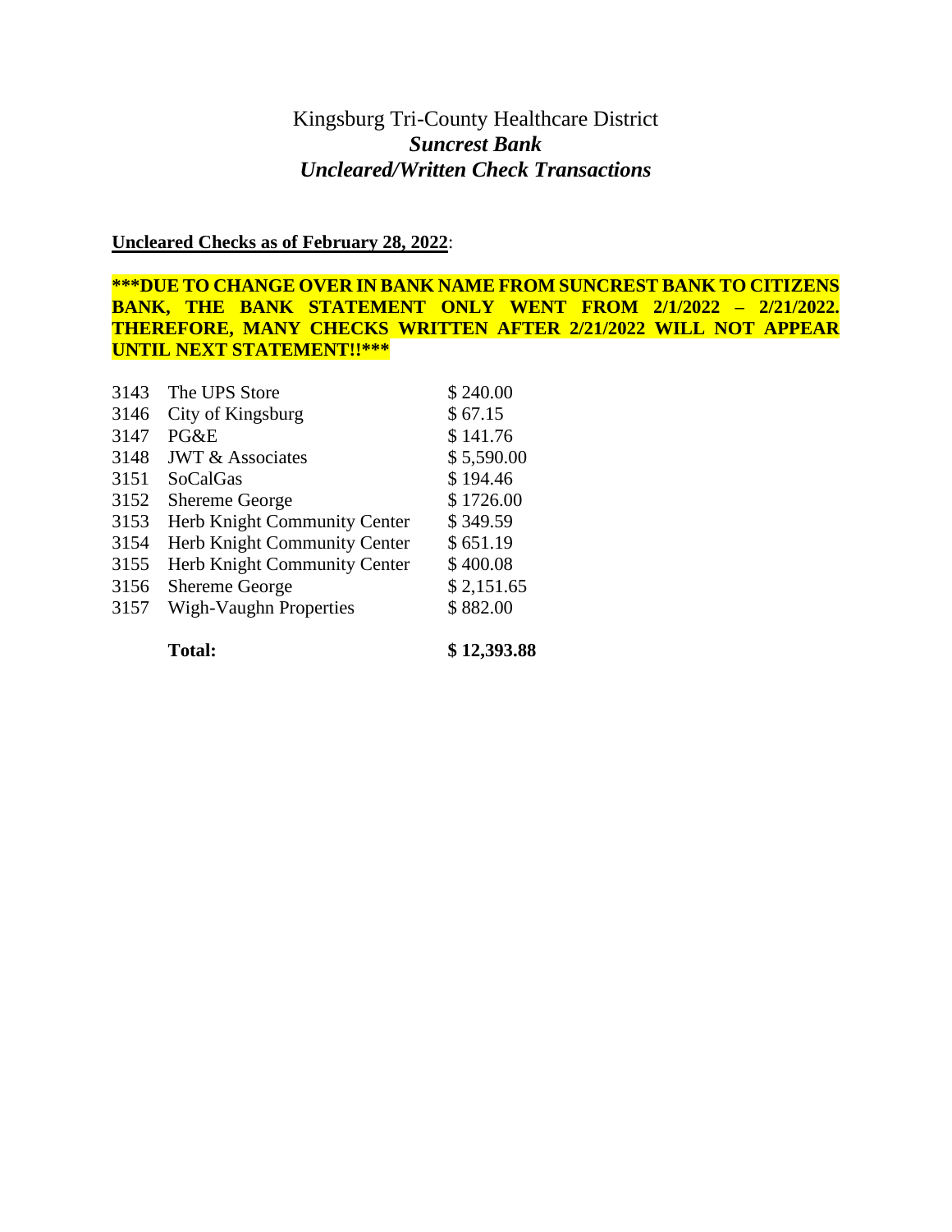# Kingsburg Tri-County Healthcare District

## *Suncrest Bank*

## *Uncleared/Written Check Transactions*

**Uncleared Checks as of February 28, 2022**:

*****DUE TO CHANGE OVER IN BANK NAME FROM SUNCREST BANK TO CITIZENS BANK, THE BANK STATEMENT ONLY WENT FROM 2/1/2022 – 2/21/2022. THEREFORE, MANY CHECKS WRITTEN AFTER 2/21/2022 WILL NOT APPEAR UNTIL NEXT STATEMENT!!*****

| | | |
|---|---|---|
| 3143 | The UPS Store | $ 240.00 |
| 3146 | City of Kingsburg | $ 67.15 |
| 3147 | PG&E | $ 141.76 |
| 3148 | JWT & Associates | $ 5,590.00 |
| 3151 | SoCalGas | $ 194.46 |
| 3152 | Shereme George | $ 1726.00 |
| 3153 | Herb Knight Community Center | $ 349.59 |
| 3154 | Herb Knight Community Center | $ 651.19 |
| 3155 | Herb Knight Community Center | $ 400.08 |
| 3156 | Shereme George | $ 2,151.65 |
| 3157 | Wigh-Vaughn Properties | $ 882.00 |
| | **Total:** | **$ 12,393.88** |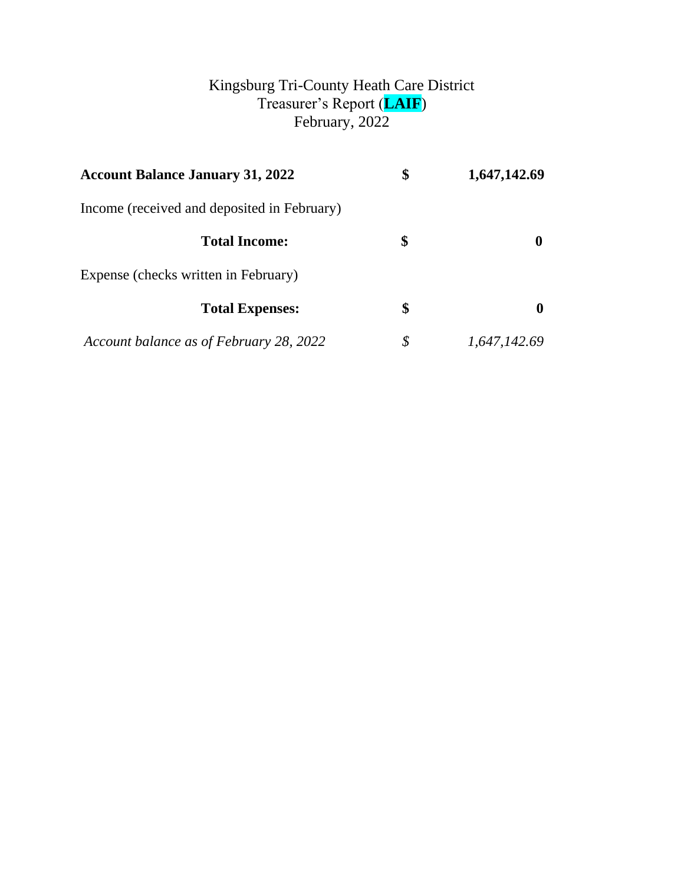Kingsburg Tri-County Heath Care District
Treasurer's Report (**LAIF**)
February, 2022

| | | |
|---|---|---|
| **Account Balance January 31, 2022** | **$** | **1,647,142.69** |
| Income (received and deposited in February) | | |
| **Total Income:** | **$** | **0** |
| Expense (checks written in February) | | |
| **Total Expenses:** | **$** | **0** |
| *Account balance as of February 28, 2022* | *$* | *1,647,142.69* |